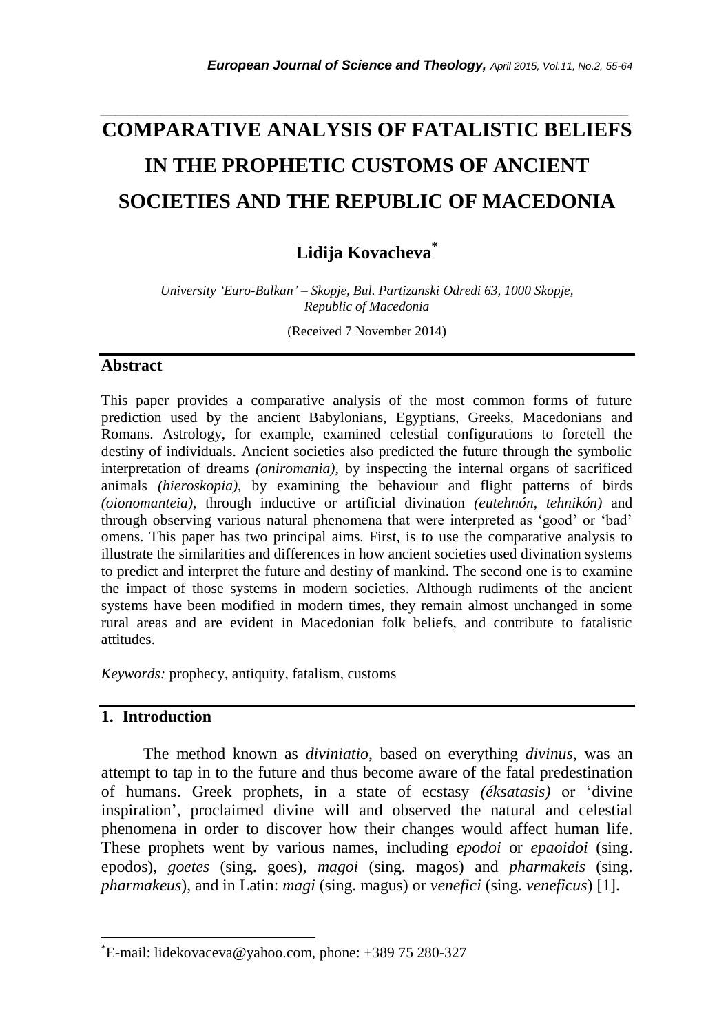# COMPARATIVE ANALYSIS OF FATALISTIC BELIEFS IN THE PROPHETIC CUSTOMS OF ANCIENT SOCIETIES AND THE REPUBLIC OF MACEDONIA

**Lidija Kovacheva***

*University 'Euro-Balkan' – Skopje, Bul. Partizanski Odredi 63, 1000 Skopje, Republic of Macedonia*

(Received 7 November 2014)

## Abstract

This paper provides a comparative analysis of the most common forms of future prediction used by the ancient Babylonians, Egyptians, Greeks, Macedonians and Romans. Astrology, for example, examined celestial configurations to foretell the destiny of individuals. Ancient societies also predicted the future through the symbolic interpretation of dreams *(oniromania)*, by inspecting the internal organs of sacrificed animals *(hieroskopia)*, by examining the behaviour and flight patterns of birds *(oionomanteia)*, through inductive or artificial divination *(eutehnón, tehnikón)* and through observing various natural phenomena that were interpreted as 'good' or 'bad' omens. This paper has two principal aims. First, is to use the comparative analysis to illustrate the similarities and differences in how ancient societies used divination systems to predict and interpret the future and destiny of mankind. The second one is to examine the impact of those systems in modern societies. Although rudiments of the ancient systems have been modified in modern times, they remain almost unchanged in some rural areas and are evident in Macedonian folk beliefs, and contribute to fatalistic attitudes.

*Keywords:* prophecy, antiquity, fatalism, customs

## 1. Introduction

The method known as *diviniatio*, based on everything *divinus*, was an attempt to tap in to the future and thus become aware of the fatal predestination of humans. Greek prophets, in a state of ecstasy *(éksatasis)* or 'divine inspiration', proclaimed divine will and observed the natural and celestial phenomena in order to discover how their changes would affect human life. These prophets went by various names, including *epodoi* or *epaoidoi* (sing. epodos), *goetes* (sing. goes), *magoi* (sing. magos) and *pharmakeis* (sing. *pharmakeus*), and in Latin: *magi* (sing. magus) or *venefici* (sing. *veneficus*) [1].

*E-mail: lidekovaceva@yahoo.com, phone: +389 75 280-327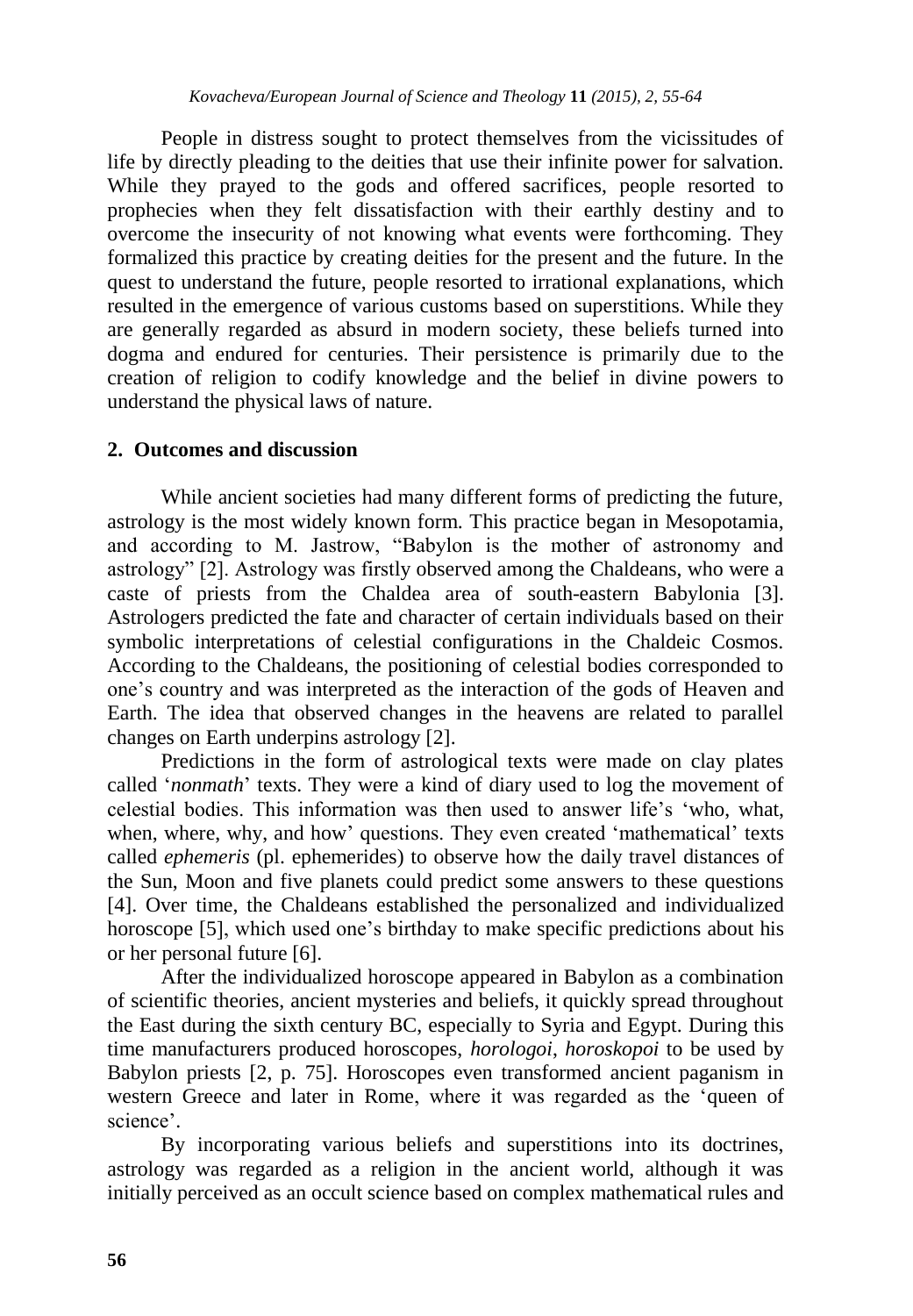People in distress sought to protect themselves from the vicissitudes of life by directly pleading to the deities that use their infinite power for salvation. While they prayed to the gods and offered sacrifices, people resorted to prophecies when they felt dissatisfaction with their earthly destiny and to overcome the insecurity of not knowing what events were forthcoming. They formalized this practice by creating deities for the present and the future. In the quest to understand the future, people resorted to irrational explanations, which resulted in the emergence of various customs based on superstitions. While they are generally regarded as absurd in modern society, these beliefs turned into dogma and endured for centuries. Their persistence is primarily due to the creation of religion to codify knowledge and the belief in divine powers to understand the physical laws of nature.

## 2. Outcomes and discussion

While ancient societies had many different forms of predicting the future, astrology is the most widely known form. This practice began in Mesopotamia, and according to M. Jastrow, "Babylon is the mother of astronomy and astrology" [2]. Astrology was firstly observed among the Chaldeans, who were a caste of priests from the Chaldea area of south-eastern Babylonia [3]. Astrologers predicted the fate and character of certain individuals based on their symbolic interpretations of celestial configurations in the Chaldeic Cosmos. According to the Chaldeans, the positioning of celestial bodies corresponded to one's country and was interpreted as the interaction of the gods of Heaven and Earth. The idea that observed changes in the heavens are related to parallel changes on Earth underpins astrology [2].

Predictions in the form of astrological texts were made on clay plates called '*nonmath*' texts. They were a kind of diary used to log the movement of celestial bodies. This information was then used to answer life's 'who, what, when, where, why, and how' questions. They even created 'mathematical' texts called *ephemeris* (pl. ephemerides) to observe how the daily travel distances of the Sun, Moon and five planets could predict some answers to these questions [4]. Over time, the Chaldeans established the personalized and individualized horoscope [5], which used one's birthday to make specific predictions about his or her personal future [6].

After the individualized horoscope appeared in Babylon as a combination of scientific theories, ancient mysteries and beliefs, it quickly spread throughout the East during the sixth century BC, especially to Syria and Egypt. During this time manufacturers produced horoscopes, *horologoi*, *horoskopoi* to be used by Babylon priests [2, p. 75]. Horoscopes even transformed ancient paganism in western Greece and later in Rome, where it was regarded as the 'queen of science'.

By incorporating various beliefs and superstitions into its doctrines, astrology was regarded as a religion in the ancient world, although it was initially perceived as an occult science based on complex mathematical rules and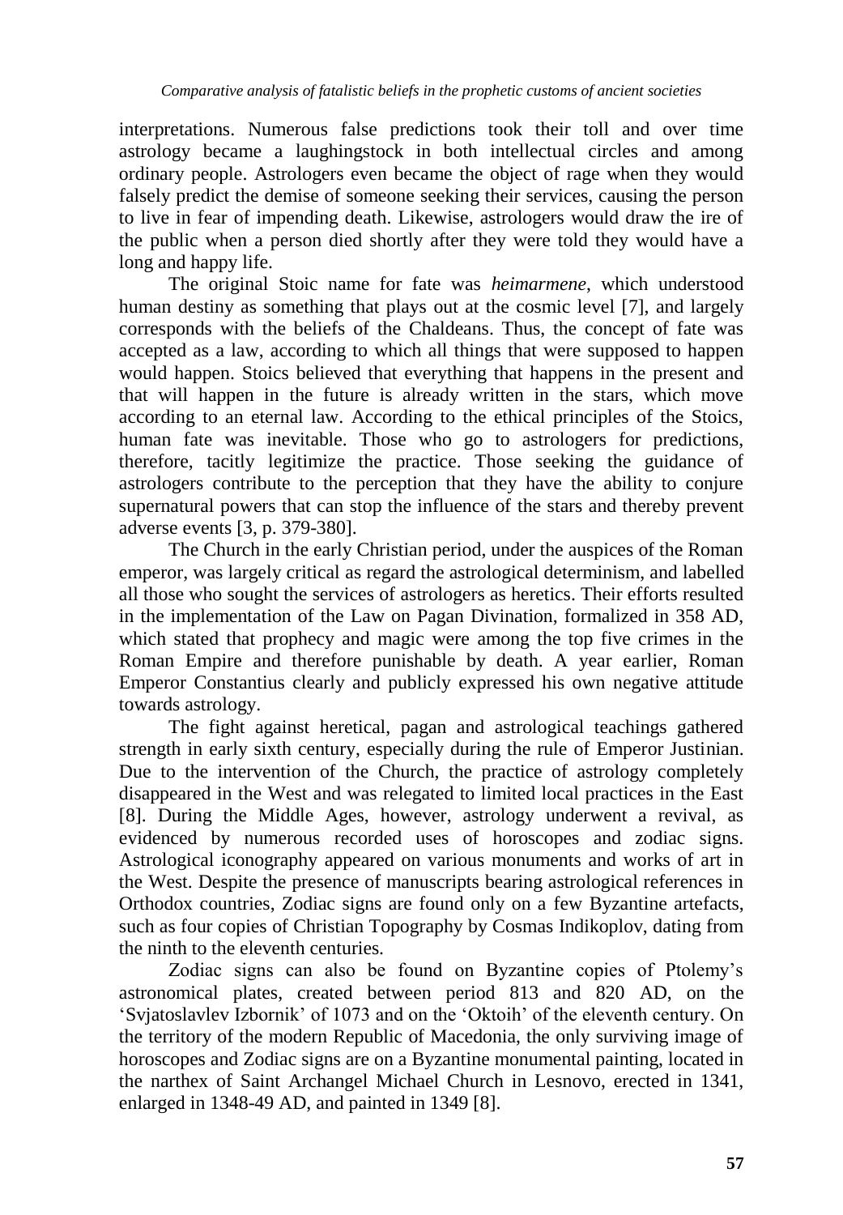interpretations. Numerous false predictions took their toll and over time astrology became a laughingstock in both intellectual circles and among ordinary people. Astrologers even became the object of rage when they would falsely predict the demise of someone seeking their services, causing the person to live in fear of impending death. Likewise, astrologers would draw the ire of the public when a person died shortly after they were told they would have a long and happy life.

The original Stoic name for fate was *heimarmene*, which understood human destiny as something that plays out at the cosmic level [7], and largely corresponds with the beliefs of the Chaldeans. Thus, the concept of fate was accepted as a law, according to which all things that were supposed to happen would happen. Stoics believed that everything that happens in the present and that will happen in the future is already written in the stars, which move according to an eternal law. According to the ethical principles of the Stoics, human fate was inevitable. Those who go to astrologers for predictions, therefore, tacitly legitimize the practice. Those seeking the guidance of astrologers contribute to the perception that they have the ability to conjure supernatural powers that can stop the influence of the stars and thereby prevent adverse events [3, p. 379-380].

The Church in the early Christian period, under the auspices of the Roman emperor, was largely critical as regard the astrological determinism, and labelled all those who sought the services of astrologers as heretics. Their efforts resulted in the implementation of the Law on Pagan Divination, formalized in 358 AD, which stated that prophecy and magic were among the top five crimes in the Roman Empire and therefore punishable by death. A year earlier, Roman Emperor Constantius clearly and publicly expressed his own negative attitude towards astrology.

The fight against heretical, pagan and astrological teachings gathered strength in early sixth century, especially during the rule of Emperor Justinian. Due to the intervention of the Church, the practice of astrology completely disappeared in the West and was relegated to limited local practices in the East [8]. During the Middle Ages, however, astrology underwent a revival, as evidenced by numerous recorded uses of horoscopes and zodiac signs. Astrological iconography appeared on various monuments and works of art in the West. Despite the presence of manuscripts bearing astrological references in Orthodox countries, Zodiac signs are found only on a few Byzantine artefacts, such as four copies of Christian Topography by Cosmas Indikoplov, dating from the ninth to the eleventh centuries.

Zodiac signs can also be found on Byzantine copies of Ptolemy's astronomical plates, created between period 813 and 820 AD, on the 'Svjatoslavlev Izbornik' of 1073 and on the 'Oktoih' of the eleventh century. On the territory of the modern Republic of Macedonia, the only surviving image of horoscopes and Zodiac signs are on a Byzantine monumental painting, located in the narthex of Saint Archangel Michael Church in Lesnovo, erected in 1341, enlarged in 1348-49 AD, and painted in 1349 [8].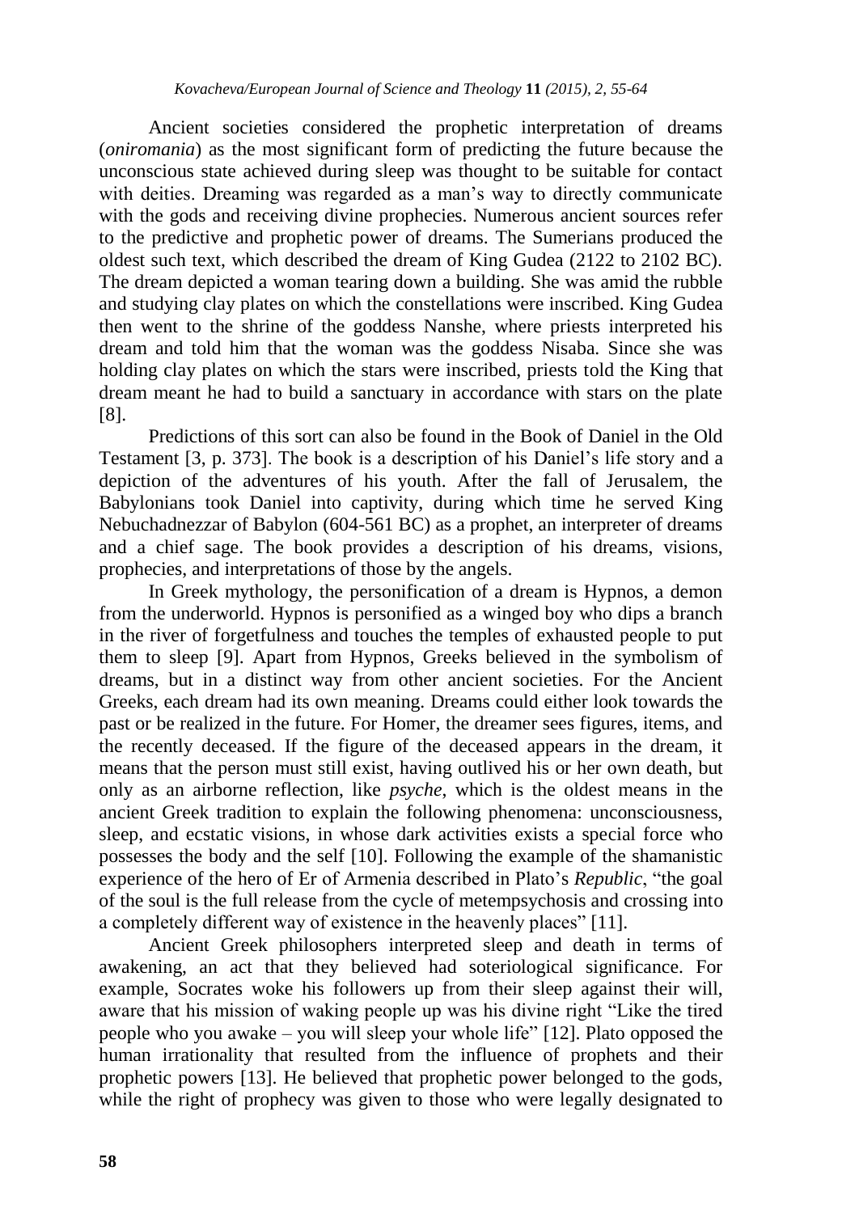Ancient societies considered the prophetic interpretation of dreams (*oniromania*) as the most significant form of predicting the future because the unconscious state achieved during sleep was thought to be suitable for contact with deities. Dreaming was regarded as a man's way to directly communicate with the gods and receiving divine prophecies. Numerous ancient sources refer to the predictive and prophetic power of dreams. The Sumerians produced the oldest such text, which described the dream of King Gudea (2122 to 2102 BC). The dream depicted a woman tearing down a building. She was amid the rubble and studying clay plates on which the constellations were inscribed. King Gudea then went to the shrine of the goddess Nanshe, where priests interpreted his dream and told him that the woman was the goddess Nisaba. Since she was holding clay plates on which the stars were inscribed, priests told the King that dream meant he had to build a sanctuary in accordance with stars on the plate [8].

Predictions of this sort can also be found in the Book of Daniel in the Old Testament [3, p. 373]. The book is a description of his Daniel's life story and a depiction of the adventures of his youth. After the fall of Jerusalem, the Babylonians took Daniel into captivity, during which time he served King Nebuchadnezzar of Babylon (604-561 BC) as a prophet, an interpreter of dreams and a chief sage. The book provides a description of his dreams, visions, prophecies, and interpretations of those by the angels.

In Greek mythology, the personification of a dream is Hypnos, a demon from the underworld. Hypnos is personified as a winged boy who dips a branch in the river of forgetfulness and touches the temples of exhausted people to put them to sleep [9]. Apart from Hypnos, Greeks believed in the symbolism of dreams, but in a distinct way from other ancient societies. For the Ancient Greeks, each dream had its own meaning. Dreams could either look towards the past or be realized in the future. For Homer, the dreamer sees figures, items, and the recently deceased. If the figure of the deceased appears in the dream, it means that the person must still exist, having outlived his or her own death, but only as an airborne reflection, like *psyche*, which is the oldest means in the ancient Greek tradition to explain the following phenomena: unconsciousness, sleep, and ecstatic visions, in whose dark activities exists a special force who possesses the body and the self [10]. Following the example of the shamanistic experience of the hero of Er of Armenia described in Plato's *Republic*, "the goal of the soul is the full release from the cycle of metempsychosis and crossing into a completely different way of existence in the heavenly places" [11].

Ancient Greek philosophers interpreted sleep and death in terms of awakening, an act that they believed had soteriological significance. For example, Socrates woke his followers up from their sleep against their will, aware that his mission of waking people up was his divine right "Like the tired people who you awake – you will sleep your whole life" [12]. Plato opposed the human irrationality that resulted from the influence of prophets and their prophetic powers [13]. He believed that prophetic power belonged to the gods, while the right of prophecy was given to those who were legally designated to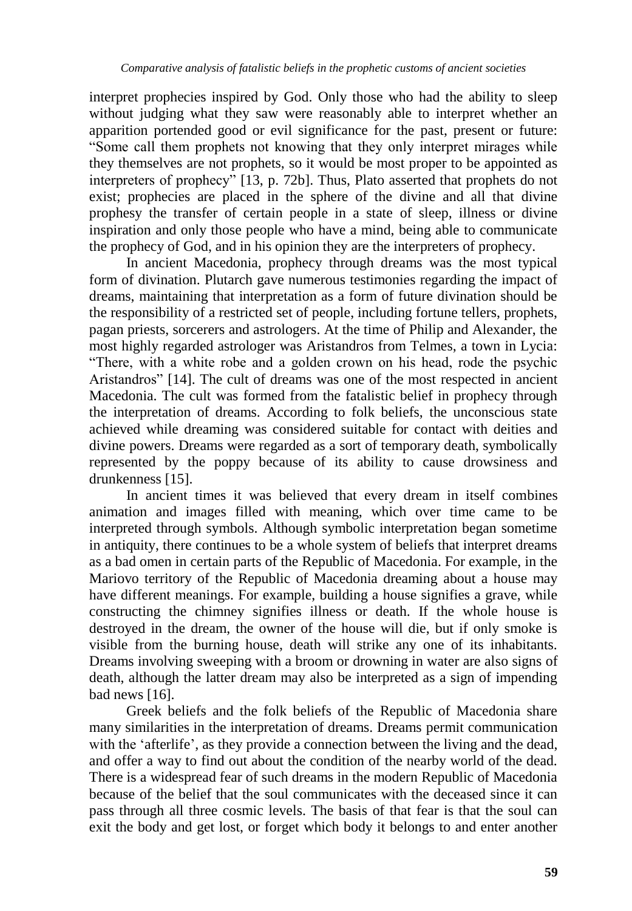interpret prophecies inspired by God. Only those who had the ability to sleep without judging what they saw were reasonably able to interpret whether an apparition portended good or evil significance for the past, present or future: "Some call them prophets not knowing that they only interpret mirages while they themselves are not prophets, so it would be most proper to be appointed as interpreters of prophecy" [13, p. 72b]. Thus, Plato asserted that prophets do not exist; prophecies are placed in the sphere of the divine and all that divine prophesy the transfer of certain people in a state of sleep, illness or divine inspiration and only those people who have a mind, being able to communicate the prophecy of God, and in his opinion they are the interpreters of prophecy.

In ancient Macedonia, prophecy through dreams was the most typical form of divination. Plutarch gave numerous testimonies regarding the impact of dreams, maintaining that interpretation as a form of future divination should be the responsibility of a restricted set of people, including fortune tellers, prophets, pagan priests, sorcerers and astrologers. At the time of Philip and Alexander, the most highly regarded astrologer was Aristandros from Telmes, a town in Lycia: "There, with a white robe and a golden crown on his head, rode the psychic Aristandros" [14]. The cult of dreams was one of the most respected in ancient Macedonia. The cult was formed from the fatalistic belief in prophecy through the interpretation of dreams. According to folk beliefs, the unconscious state achieved while dreaming was considered suitable for contact with deities and divine powers. Dreams were regarded as a sort of temporary death, symbolically represented by the poppy because of its ability to cause drowsiness and drunkenness [15].

In ancient times it was believed that every dream in itself combines animation and images filled with meaning, which over time came to be interpreted through symbols. Although symbolic interpretation began sometime in antiquity, there continues to be a whole system of beliefs that interpret dreams as a bad omen in certain parts of the Republic of Macedonia. For example, in the Mariovo territory of the Republic of Macedonia dreaming about a house may have different meanings. For example, building a house signifies a grave, while constructing the chimney signifies illness or death. If the whole house is destroyed in the dream, the owner of the house will die, but if only smoke is visible from the burning house, death will strike any one of its inhabitants. Dreams involving sweeping with a broom or drowning in water are also signs of death, although the latter dream may also be interpreted as a sign of impending bad news [16].

Greek beliefs and the folk beliefs of the Republic of Macedonia share many similarities in the interpretation of dreams. Dreams permit communication with the 'afterlife', as they provide a connection between the living and the dead, and offer a way to find out about the condition of the nearby world of the dead. There is a widespread fear of such dreams in the modern Republic of Macedonia because of the belief that the soul communicates with the deceased since it can pass through all three cosmic levels. The basis of that fear is that the soul can exit the body and get lost, or forget which body it belongs to and enter another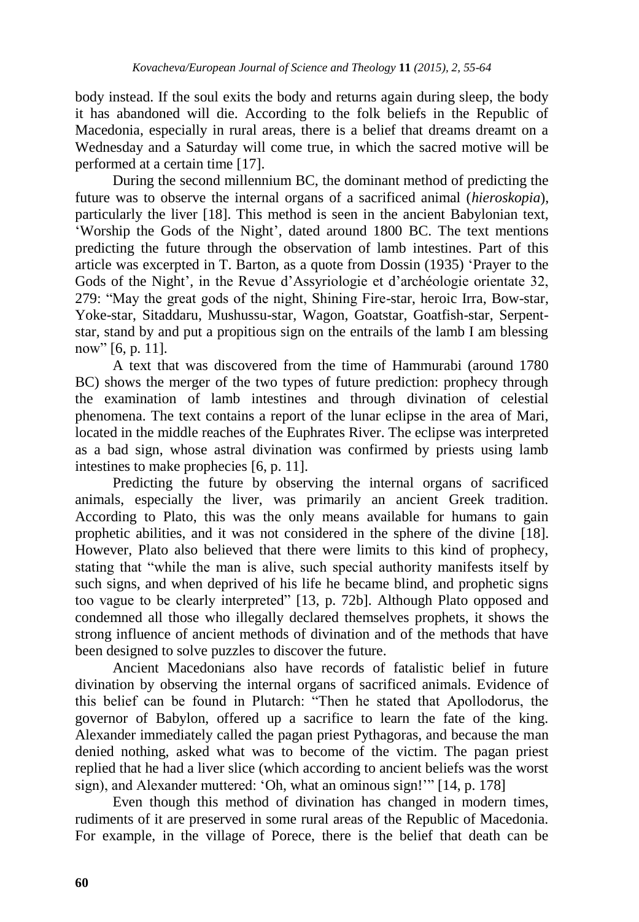body instead. If the soul exits the body and returns again during sleep, the body it has abandoned will die. According to the folk beliefs in the Republic of Macedonia, especially in rural areas, there is a belief that dreams dreamt on a Wednesday and a Saturday will come true, in which the sacred motive will be performed at a certain time [17].

During the second millennium BC, the dominant method of predicting the future was to observe the internal organs of a sacrificed animal (*hieroskopia*), particularly the liver [18]. This method is seen in the ancient Babylonian text, 'Worship the Gods of the Night', dated around 1800 BC. The text mentions predicting the future through the observation of lamb intestines. Part of this article was excerpted in T. Barton, as a quote from Dossin (1935) 'Prayer to the Gods of the Night', in the Revue d'Assyriologie et d'archéologie orientate 32, 279: "May the great gods of the night, Shining Fire-star, heroic Irra, Bow-star, Yoke-star, Sitaddaru, Mushussu-star, Wagon, Goatstar, Goatfish-star, Serpent-star, stand by and put a propitious sign on the entrails of the lamb I am blessing now" [6, p. 11].

A text that was discovered from the time of Hammurabi (around 1780 BC) shows the merger of the two types of future prediction: prophecy through the examination of lamb intestines and through divination of celestial phenomena. The text contains a report of the lunar eclipse in the area of Mari, located in the middle reaches of the Euphrates River. The eclipse was interpreted as a bad sign, whose astral divination was confirmed by priests using lamb intestines to make prophecies [6, p. 11].

Predicting the future by observing the internal organs of sacrificed animals, especially the liver, was primarily an ancient Greek tradition. According to Plato, this was the only means available for humans to gain prophetic abilities, and it was not considered in the sphere of the divine [18]. However, Plato also believed that there were limits to this kind of prophecy, stating that "while the man is alive, such special authority manifests itself by such signs, and when deprived of his life he became blind, and prophetic signs too vague to be clearly interpreted" [13, p. 72b]. Although Plato opposed and condemned all those who illegally declared themselves prophets, it shows the strong influence of ancient methods of divination and of the methods that have been designed to solve puzzles to discover the future.

Ancient Macedonians also have records of fatalistic belief in future divination by observing the internal organs of sacrificed animals. Evidence of this belief can be found in Plutarch: "Then he stated that Apollodorus, the governor of Babylon, offered up a sacrifice to learn the fate of the king. Alexander immediately called the pagan priest Pythagoras, and because the man denied nothing, asked what was to become of the victim. The pagan priest replied that he had a liver slice (which according to ancient beliefs was the worst sign), and Alexander muttered: 'Oh, what an ominous sign!'" [14, p. 178]

Even though this method of divination has changed in modern times, rudiments of it are preserved in some rural areas of the Republic of Macedonia. For example, in the village of Porece, there is the belief that death can be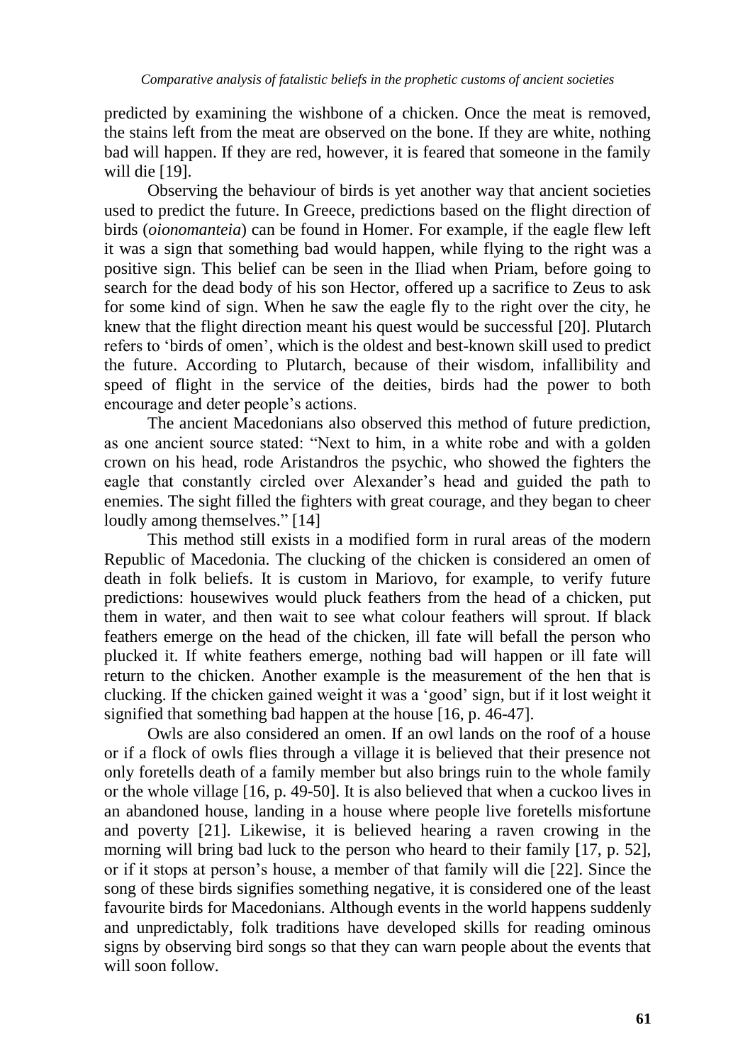predicted by examining the wishbone of a chicken. Once the meat is removed, the stains left from the meat are observed on the bone. If they are white, nothing bad will happen. If they are red, however, it is feared that someone in the family will die [19].

Observing the behaviour of birds is yet another way that ancient societies used to predict the future. In Greece, predictions based on the flight direction of birds (*oionomanteia*) can be found in Homer. For example, if the eagle flew left it was a sign that something bad would happen, while flying to the right was a positive sign. This belief can be seen in the Iliad when Priam, before going to search for the dead body of his son Hector, offered up a sacrifice to Zeus to ask for some kind of sign. When he saw the eagle fly to the right over the city, he knew that the flight direction meant his quest would be successful [20]. Plutarch refers to 'birds of omen', which is the oldest and best-known skill used to predict the future. According to Plutarch, because of their wisdom, infallibility and speed of flight in the service of the deities, birds had the power to both encourage and deter people's actions.

The ancient Macedonians also observed this method of future prediction, as one ancient source stated: "Next to him, in a white robe and with a golden crown on his head, rode Aristandros the psychic, who showed the fighters the eagle that constantly circled over Alexander's head and guided the path to enemies. The sight filled the fighters with great courage, and they began to cheer loudly among themselves." [14]

This method still exists in a modified form in rural areas of the modern Republic of Macedonia. The clucking of the chicken is considered an omen of death in folk beliefs. It is custom in Mariovo, for example, to verify future predictions: housewives would pluck feathers from the head of a chicken, put them in water, and then wait to see what colour feathers will sprout. If black feathers emerge on the head of the chicken, ill fate will befall the person who plucked it. If white feathers emerge, nothing bad will happen or ill fate will return to the chicken. Another example is the measurement of the hen that is clucking. If the chicken gained weight it was a 'good' sign, but if it lost weight it signified that something bad happen at the house [16, p. 46-47].

Owls are also considered an omen. If an owl lands on the roof of a house or if a flock of owls flies through a village it is believed that their presence not only foretells death of a family member but also brings ruin to the whole family or the whole village [16, p. 49-50]. It is also believed that when a cuckoo lives in an abandoned house, landing in a house where people live foretells misfortune and poverty [21]. Likewise, it is believed hearing a raven crowing in the morning will bring bad luck to the person who heard to their family [17, p. 52], or if it stops at person's house, a member of that family will die [22]. Since the song of these birds signifies something negative, it is considered one of the least favourite birds for Macedonians. Although events in the world happens suddenly and unpredictably, folk traditions have developed skills for reading ominous signs by observing bird songs so that they can warn people about the events that will soon follow.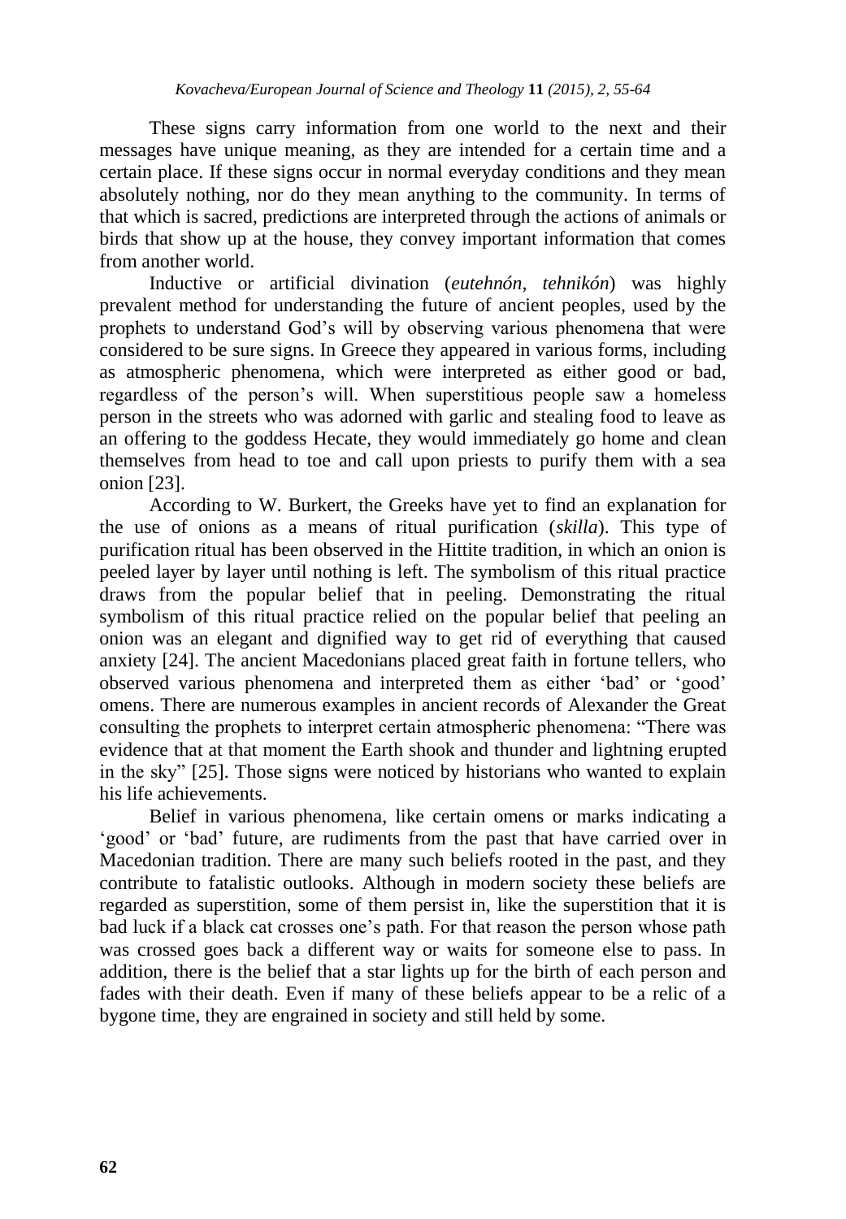These signs carry information from one world to the next and their messages have unique meaning, as they are intended for a certain time and a certain place. If these signs occur in normal everyday conditions and they mean absolutely nothing, nor do they mean anything to the community. In terms of that which is sacred, predictions are interpreted through the actions of animals or birds that show up at the house, they convey important information that comes from another world.

Inductive or artificial divination (*eutehnón*, *tehnikón*) was highly prevalent method for understanding the future of ancient peoples, used by the prophets to understand God's will by observing various phenomena that were considered to be sure signs. In Greece they appeared in various forms, including as atmospheric phenomena, which were interpreted as either good or bad, regardless of the person's will. When superstitious people saw a homeless person in the streets who was adorned with garlic and stealing food to leave as an offering to the goddess Hecate, they would immediately go home and clean themselves from head to toe and call upon priests to purify them with a sea onion [23].

According to W. Burkert, the Greeks have yet to find an explanation for the use of onions as a means of ritual purification (*skilla*). This type of purification ritual has been observed in the Hittite tradition, in which an onion is peeled layer by layer until nothing is left. The symbolism of this ritual practice draws from the popular belief that in peeling. Demonstrating the ritual symbolism of this ritual practice relied on the popular belief that peeling an onion was an elegant and dignified way to get rid of everything that caused anxiety [24]. The ancient Macedonians placed great faith in fortune tellers, who observed various phenomena and interpreted them as either 'bad' or 'good' omens. There are numerous examples in ancient records of Alexander the Great consulting the prophets to interpret certain atmospheric phenomena: "There was evidence that at that moment the Earth shook and thunder and lightning erupted in the sky" [25]. Those signs were noticed by historians who wanted to explain his life achievements.

Belief in various phenomena, like certain omens or marks indicating a 'good' or 'bad' future, are rudiments from the past that have carried over in Macedonian tradition. There are many such beliefs rooted in the past, and they contribute to fatalistic outlooks. Although in modern society these beliefs are regarded as superstition, some of them persist in, like the superstition that it is bad luck if a black cat crosses one's path. For that reason the person whose path was crossed goes back a different way or waits for someone else to pass. In addition, there is the belief that a star lights up for the birth of each person and fades with their death. Even if many of these beliefs appear to be a relic of a bygone time, they are engrained in society and still held by some.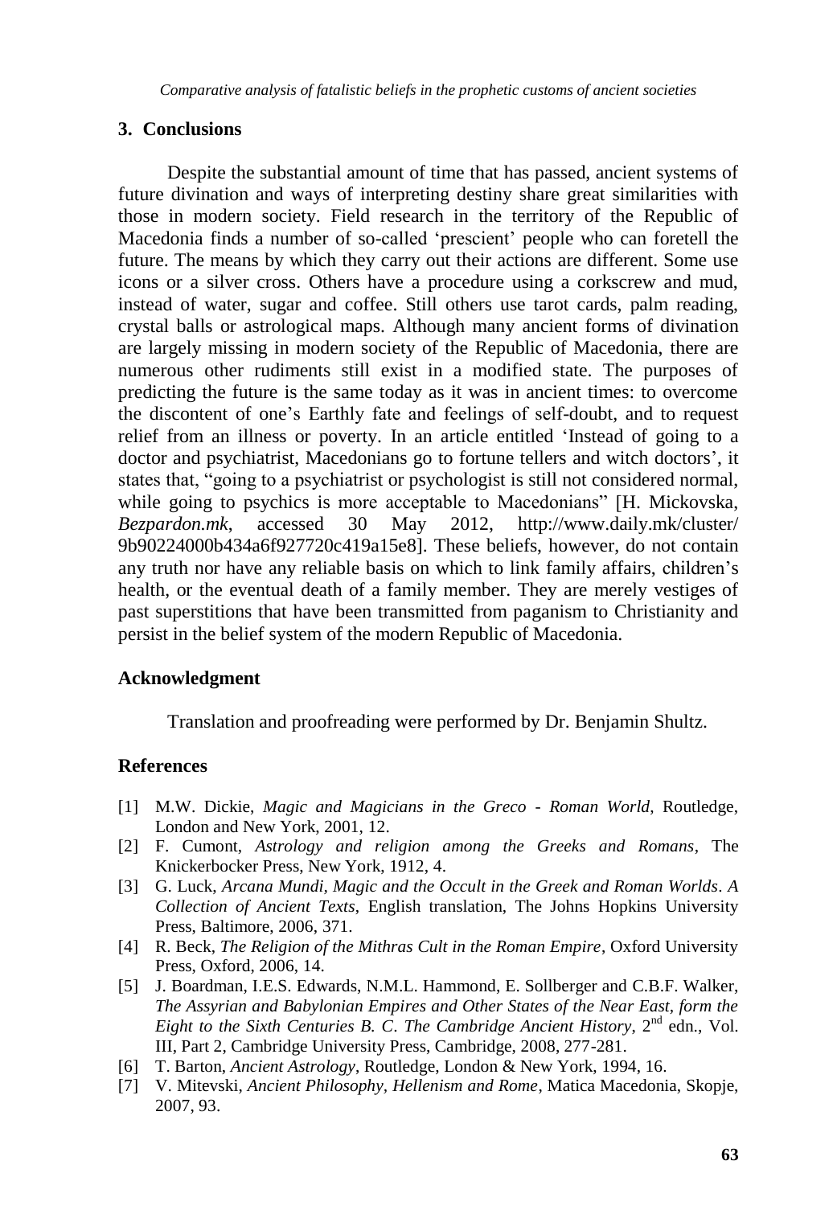## 3. Conclusions

Despite the substantial amount of time that has passed, ancient systems of future divination and ways of interpreting destiny share great similarities with those in modern society. Field research in the territory of the Republic of Macedonia finds a number of so-called 'prescient' people who can foretell the future. The means by which they carry out their actions are different. Some use icons or a silver cross. Others have a procedure using a corkscrew and mud, instead of water, sugar and coffee. Still others use tarot cards, palm reading, crystal balls or astrological maps. Although many ancient forms of divination are largely missing in modern society of the Republic of Macedonia, there are numerous other rudiments still exist in a modified state. The purposes of predicting the future is the same today as it was in ancient times: to overcome the discontent of one's Earthly fate and feelings of self-doubt, and to request relief from an illness or poverty. In an article entitled 'Instead of going to a doctor and psychiatrist, Macedonians go to fortune tellers and witch doctors', it states that, "going to a psychiatrist or psychologist is still not considered normal, while going to psychics is more acceptable to Macedonians" [H. Mickovska, *Bezpardon.mk*, accessed 30 May 2012, http://www.daily.mk/cluster/9b90224000b434a6f927720c419a15e8]. These beliefs, however, do not contain any truth nor have any reliable basis on which to link family affairs, children's health, or the eventual death of a family member. They are merely vestiges of past superstitions that have been transmitted from paganism to Christianity and persist in the belief system of the modern Republic of Macedonia.

## Acknowledgment

Translation and proofreading were performed by Dr. Benjamin Shultz.

## References

[1] M.W. Dickie, *Magic and Magicians in the Greco - Roman World*, Routledge, London and New York, 2001, 12.

[2] F. Cumont, *Astrology and religion among the Greeks and Romans*, The Knickerbocker Press, New York, 1912, 4.

[3] G. Luck, *Arcana Mundi*, *Magic and the Occult in the Greek and Roman Worlds*. *A Collection of Ancient Texts*, English translation, The Johns Hopkins University Press, Baltimore, 2006, 371.

[4] R. Beck, *The Religion of the Mithras Cult in the Roman Empire*, Oxford University Press, Oxford, 2006, 14.

[5] J. Boardman, I.E.S. Edwards, N.M.L. Hammond, E. Sollberger and C.B.F. Walker, *The Assyrian and Babylonian Empires and Other States of the Near East, form the Eight to the Sixth Centuries B. C. The Cambridge Ancient History*, 2nd edn., Vol. III, Part 2, Cambridge University Press, Cambridge, 2008, 277-281.

[6] T. Barton, *Ancient Astrology*, Routledge, London & New York, 1994, 16.

[7] V. Mitevski, *Ancient Philosophy, Hellenism and Rome*, Matica Macedonia, Skopje, 2007, 93.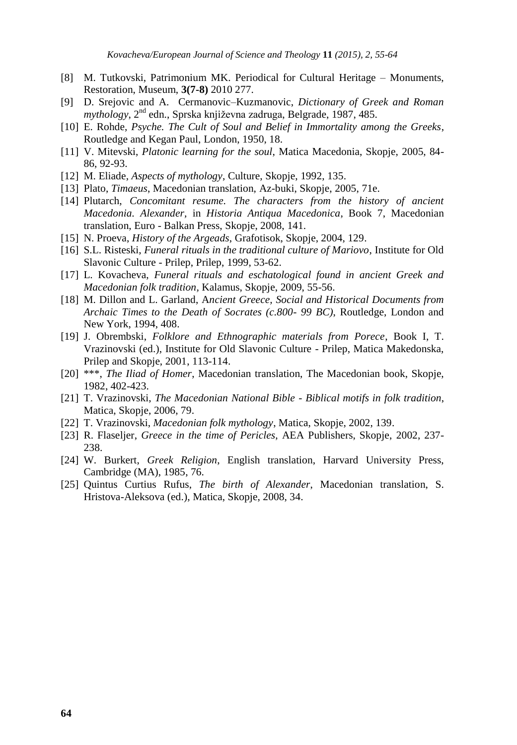[8] M. Tutkovski, Patrimonium MK. Periodical for Cultural Heritage – Monuments, Restoration, Museum, **3(7-8)** 2010 277.

[9] D. Srejovic and A. Cermanovic–Kuzmanovic, *Dictionary of Greek and Roman mythology*, 2nd edn., Sprska književna zadruga, Belgrade, 1987, 485.

[10] E. Rohde, *Psyche. The Cult of Soul and Belief in Immortality among the Greeks*, Routledge and Kegan Paul, London, 1950, 18.

[11] V. Mitevski, *Platonic learning for the soul*, Matica Macedonia, Skopje, 2005, 84-86, 92-93.

[12] M. Eliade, *Aspects of mythology*, Culture, Skopje, 1992, 135.

[13] Plato, *Timaeus*, Macedonian translation, Az-buki, Skopje, 2005, 71e.

[14] Plutarch, *Concomitant resume. The characters from the history of ancient Macedonia. Alexander,* in *Historia Antiqua Macedonica*, Book 7, Macedonian translation, Euro - Balkan Press, Skopje, 2008, 141.

[15] N. Proeva, *History of the Argeads*, Grafotisok, Skopje, 2004, 129.

[16] S.L. Risteski, *Funeral rituals in the traditional culture of Mariovo*, Institute for Old Slavonic Culture - Prilep, Prilep, 1999, 53-62.

[17] L. Kovacheva, *Funeral rituals and eschatological found in ancient Greek and Macedonian folk tradition*, Kalamus, Skopje, 2009, 55-56.

[18] M. Dillon and L. Garland, A*ncient Greece, Social and Historical Documents from Archaic Times to the Death of Socrates (c.800- 99 BC)*, Routledge, London and New York, 1994, 408.

[19] J. Obrembski, *Folklore and Ethnographic materials from Porece*, Book I, T. Vrazinovski (ed.), Institute for Old Slavonic Culture - Prilep, Matica Makedonska, Prilep and Skopje, 2001, 113-114.

[20] ***, *The Iliad of Homer*, Macedonian translation, The Macedonian book, Skopje, 1982, 402-423.

[21] T. Vrazinovski, *The Macedonian National Bible - Biblical motifs in folk tradition*, Matica, Skopje, 2006, 79.

[22] T. Vrazinovski, *Macedonian folk mythology*, Matica, Skopje, 2002, 139.

[23] R. Flaseljer, *Greece in the time of Pericles*, AEA Publishers, Skopje, 2002, 237-238.

[24] W. Burkert, *Greek Religion*, English translation, Harvard University Press, Cambridge (MA), 1985, 76.

[25] Quintus Curtius Rufus, *The birth of Alexander*, Macedonian translation, S. Hristova-Aleksova (ed.), Matica, Skopje, 2008, 34.